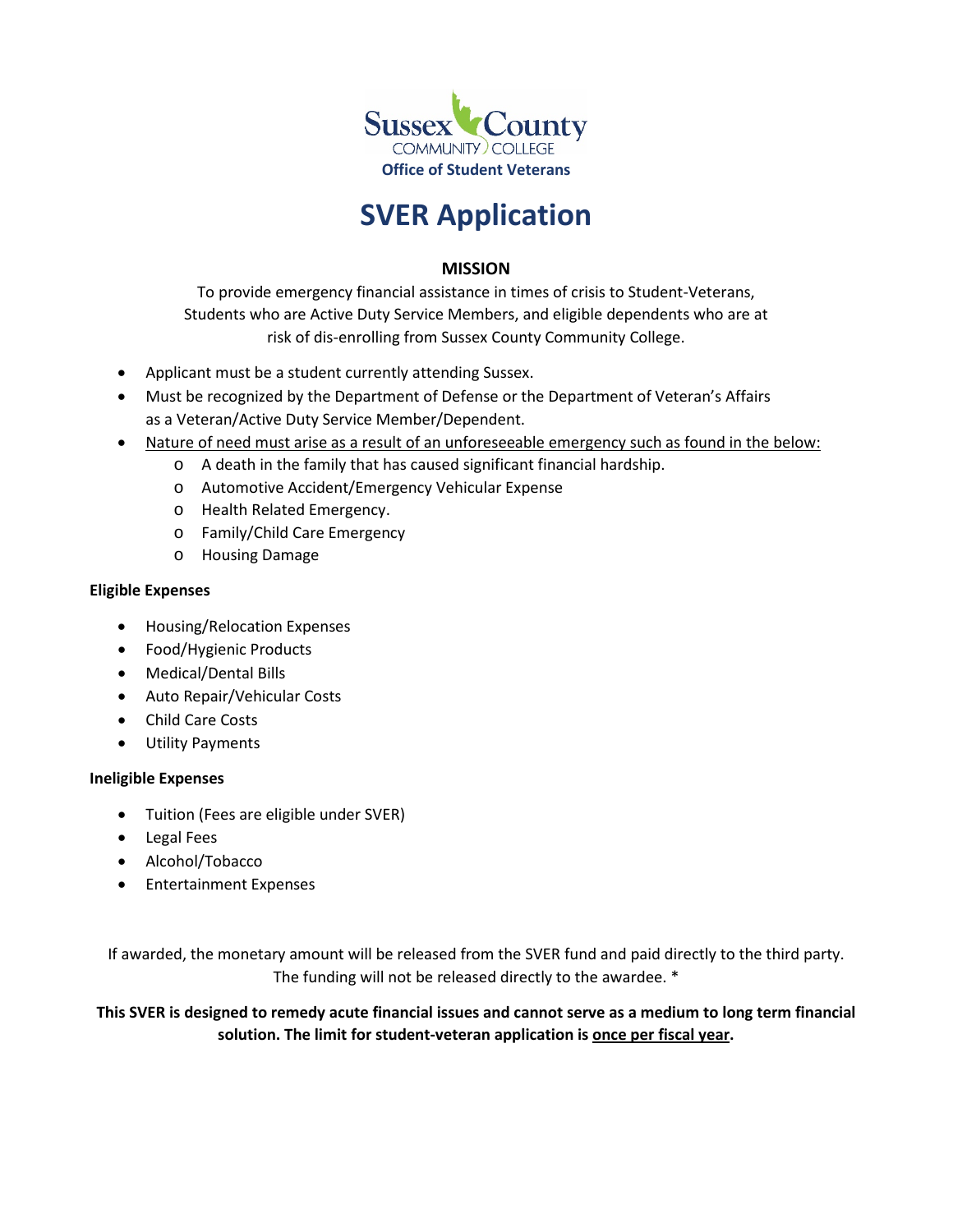Sussex County Community College

**Office of Student Veterans**

# SVER Application

## MISSION

To provide emergency financial assistance in times of crisis to Student-Veterans, Students who are Active Duty Service Members, and eligible dependents who are at risk of dis-enrolling from Sussex County Community College.

- Applicant must be a student currently attending Sussex.
- Must be recognized by the Department of Defense or the Department of Veteran's Affairs as a Veteran/Active Duty Service Member/Dependent.
- Nature of need must arise as a result of an unforeseeable emergency such as found in the below:
  - A death in the family that has caused significant financial hardship.
  - Automotive Accident/Emergency Vehicular Expense
  - Health Related Emergency.
  - Family/Child Care Emergency
  - Housing Damage

**Eligible Expenses**

- Housing/Relocation Expenses
- Food/Hygienic Products
- Medical/Dental Bills
- Auto Repair/Vehicular Costs
- Child Care Costs
- Utility Payments

**Ineligible Expenses**

- Tuition (Fees are eligible under SVER)
- Legal Fees
- Alcohol/Tobacco
- Entertainment Expenses

If awarded, the monetary amount will be released from the SVER fund and paid directly to the third party. The funding will not be released directly to the awardee. *

**This SVER is designed to remedy acute financial issues and cannot serve as a medium to long term financial solution. The limit for student-veteran application is once per fiscal year.**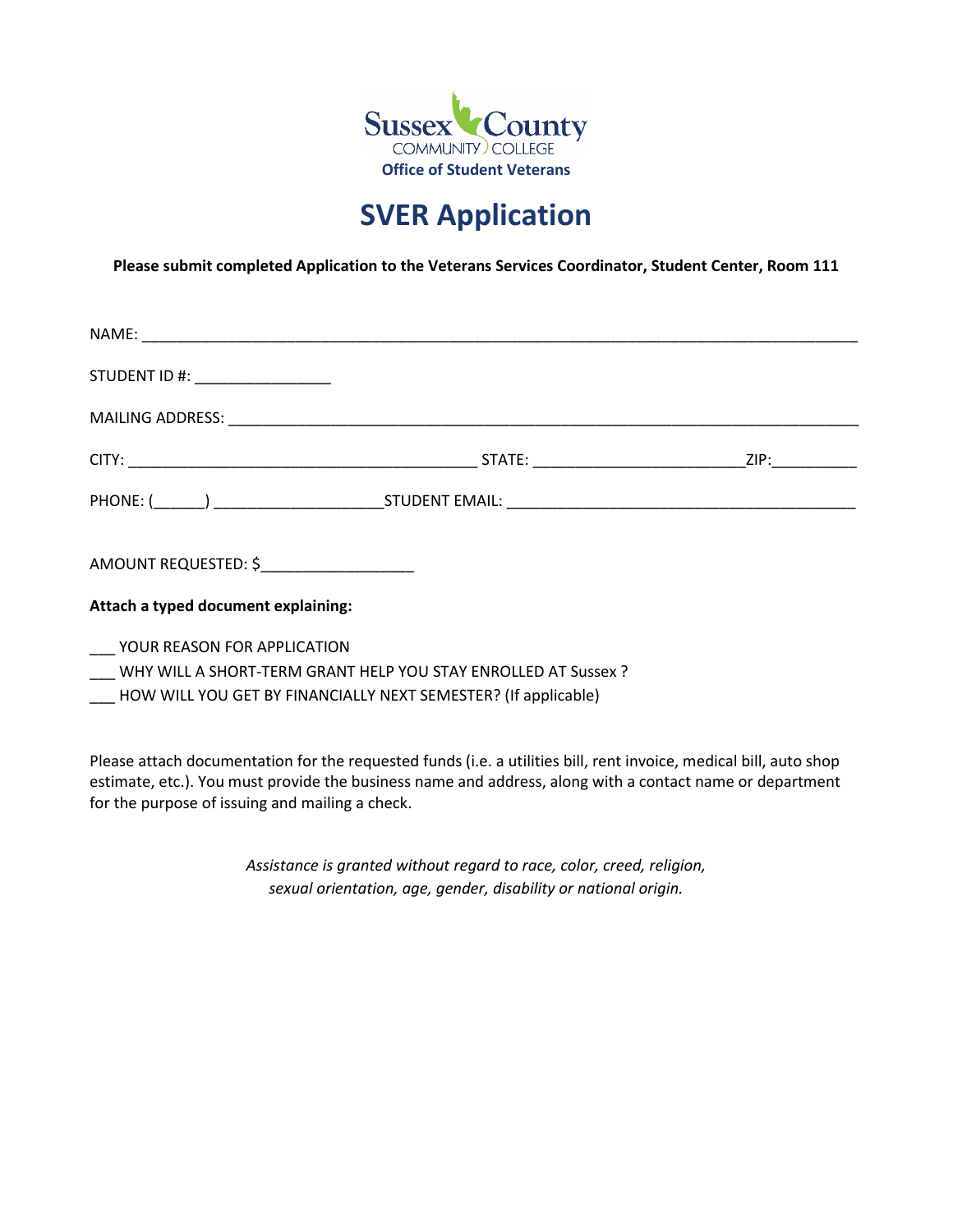Sussex County
COMMUNITY COLLEGE
**Office of Student Veterans**

# SVER Application

**Please submit completed Application to the Veterans Services Coordinator, Student Center, Room 111**

NAME: ____________________________________________________________________________________

STUDENT ID #: ________________

MAILING ADDRESS: ____________________________________________________________________________

CITY: ________________________________________ STATE: ________________________ZIP:__________

PHONE: (______) ____________________STUDENT EMAIL: _________________________________________

AMOUNT REQUESTED: $_________________

**Attach a typed document explaining:**

___ YOUR REASON FOR APPLICATION
___ WHY WILL A SHORT-TERM GRANT HELP YOU STAY ENROLLED AT Sussex ?
___ HOW WILL YOU GET BY FINANCIALLY NEXT SEMESTER? (If applicable)

Please attach documentation for the requested funds (i.e. a utilities bill, rent invoice, medical bill, auto shop estimate, etc.). You must provide the business name and address, along with a contact name or department for the purpose of issuing and mailing a check.

*Assistance is granted without regard to race, color, creed, religion, sexual orientation, age, gender, disability or national origin.*